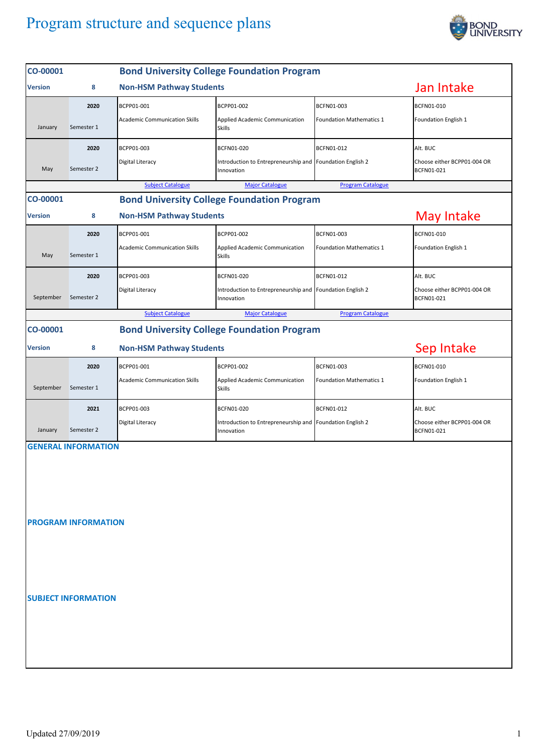# Program structure and sequence plans

| CO-00001 | | Bond University College Foundation Program | | | |
|---|---|---|---|---|---|
| Version | 8 | Non-HSM Pathway Students | | | Jan Intake |
| January | 2020<br>Semester 1 | BCPP01-001<br>Academic Communication Skills | BCPP01-002<br>Applied Academic Communication Skills | BCFN01-003<br>Foundation Mathematics 1 | BCFN01-010<br>Foundation English 1 |
| May | 2020<br>Semester 2 | BCPP01-003<br>Digital Literacy | BCFN01-020<br>Introduction to Entrepreneurship and Innovation | BCFN01-012<br>Foundation English 2 | Alt. BUC<br>Choose either BCPP01-004 OR BCFN01-021 |
| | | Subject Catalogue | Major Catalogue | Program Catalogue | |

| CO-00001 | | Bond University College Foundation Program | | | |
|---|---|---|---|---|---|
| Version | 8 | Non-HSM Pathway Students | | | May Intake |
| May | 2020<br>Semester 1 | BCPP01-001<br>Academic Communication Skills | BCPP01-002<br>Applied Academic Communication Skills | BCFN01-003<br>Foundation Mathematics 1 | BCFN01-010<br>Foundation English 1 |
| September | 2020<br>Semester 2 | BCPP01-003<br>Digital Literacy | BCFN01-020<br>Introduction to Entrepreneurship and Innovation | BCFN01-012<br>Foundation English 2 | Alt. BUC<br>Choose either BCPP01-004 OR BCFN01-021 |
| | | Subject Catalogue | Major Catalogue | Program Catalogue | |

| CO-00001 | | Bond University College Foundation Program | | | |
|---|---|---|---|---|---|
| Version | 8 | Non-HSM Pathway Students | | | Sep Intake |
| September | 2020<br>Semester 1 | BCPP01-001<br>Academic Communication Skills | BCPP01-002<br>Applied Academic Communication Skills | BCFN01-003<br>Foundation Mathematics 1 | BCFN01-010<br>Foundation English 1 |
| January | 2021<br>Semester 2 | BCPP01-003<br>Digital Literacy | BCFN01-020<br>Introduction to Entrepreneurship and Innovation | BCFN01-012<br>Foundation English 2 | Alt. BUC<br>Choose either BCPP01-004 OR BCFN01-021 |

## GENERAL INFORMATION

## PROGRAM INFORMATION

## SUBJECT INFORMATION

Updated 27/09/2019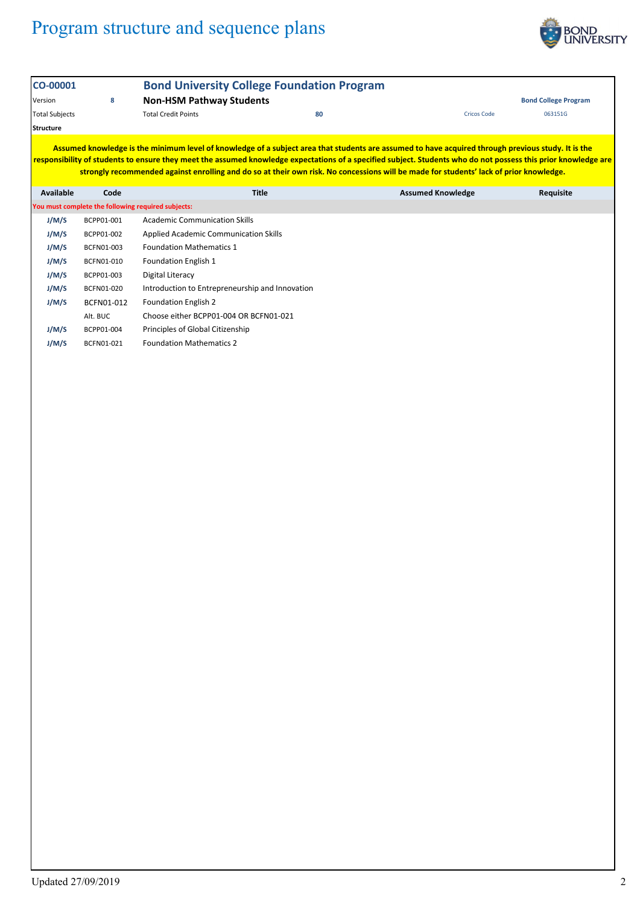# Program structure and sequence plans

| CO-00001 | | Bond University College Foundation Program | | | |
|---|---|---|---|---|---|
| Version | 8 | **Non-HSM Pathway Students** | | | **Bond College Program** |
| Total Subjects | | Total Credit Points | 80 | Cricos Code | 063151G |

**Structure**

**Assumed knowledge is the minimum level of knowledge of a subject area that students are assumed to have acquired through previous study. It is the responsibility of students to ensure they meet the assumed knowledge expectations of a specified subject. Students who do not possess this prior knowledge are strongly recommended against enrolling and do so at their own risk. No concessions will be made for students' lack of prior knowledge.**

| Available | Code | Title | Assumed Knowledge | Requisite |
|---|---|---|---|---|
| **You must complete the following required subjects:** | | | | |
| J/M/S | BCPP01-001 | Academic Communication Skills | | |
| J/M/S | BCPP01-002 | Applied Academic Communication Skills | | |
| J/M/S | BCFN01-003 | Foundation Mathematics 1 | | |
| J/M/S | BCFN01-010 | Foundation English 1 | | |
| J/M/S | BCPP01-003 | Digital Literacy | | |
| J/M/S | BCFN01-020 | Introduction to Entrepreneurship and Innovation | | |
| J/M/S | BCFN01-012 | Foundation English 2 | | |
| | Alt. BUC | Choose either BCPP01-004 OR BCFN01-021 | | |
| J/M/S | BCPP01-004 | Principles of Global Citizenship | | |
| J/M/S | BCFN01-021 | Foundation Mathematics 2 | | |

Updated 27/09/2019